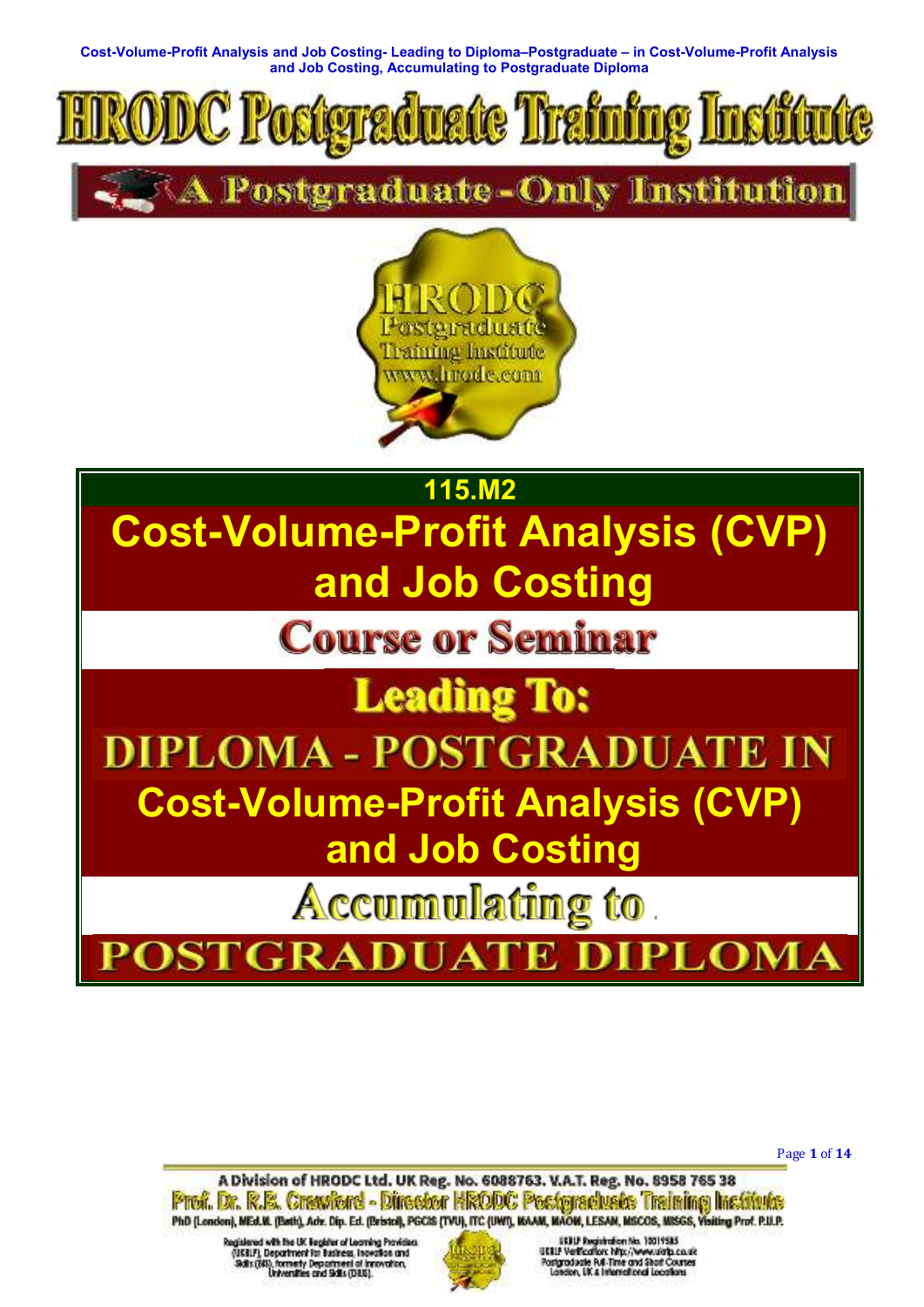# HRODC Postgraduate Training Institute

## A Postgraduate-Only Institution

HRODC Postgraduate Training Institute www.hrodc.com

**115.M2**

# Cost-Volume-Profit Analysis (CVP) and Job Costing

## Course or Seminar

## Leading To:

## DIPLOMA - POSTGRADUATE IN

# Cost-Volume-Profit Analysis (CVP) and Job Costing

## Accumulating to

## POSTGRADUATE DIPLOMA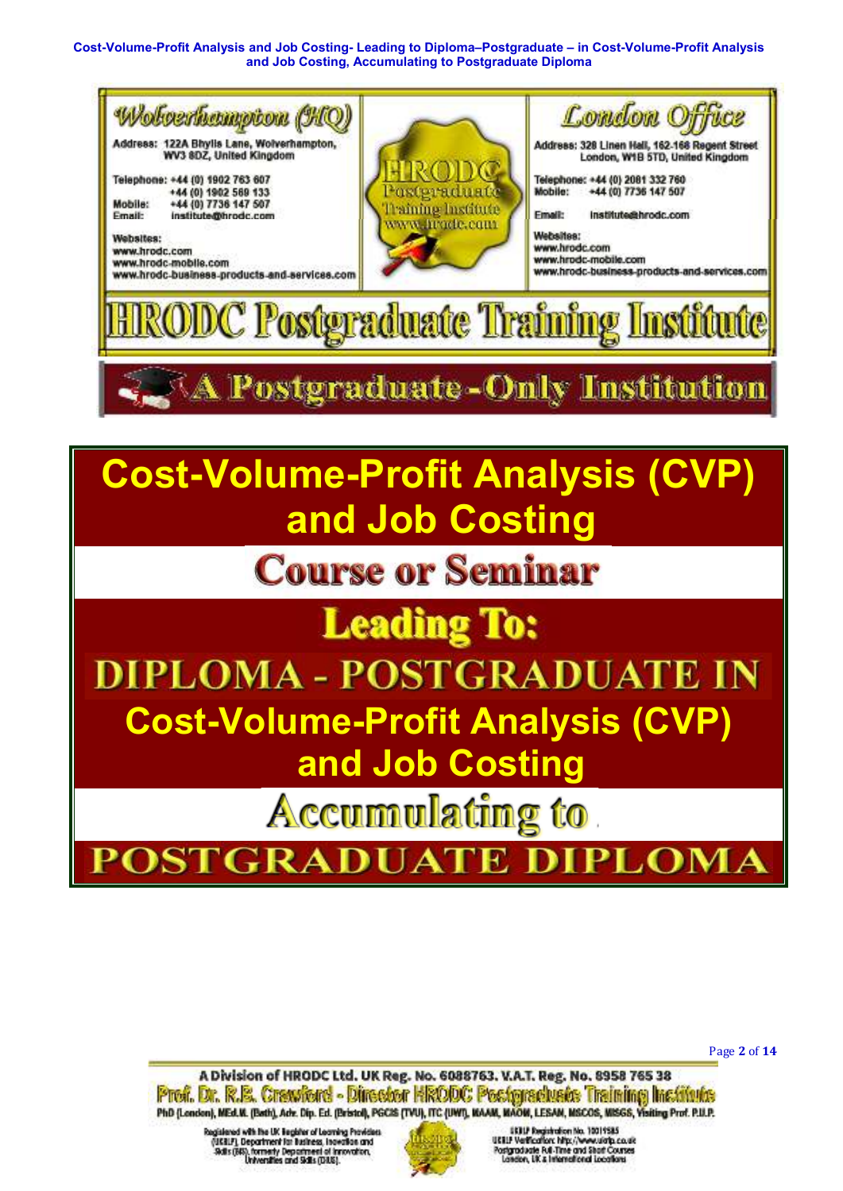## Wolverhampton (HQ)

Address: 122A Bhylls Lane, Wolverhampton, WV3 8DZ, United Kingdom

Telephone: +44 (0) 1902 763 607
+44 (0) 1902 569 133
Mobile: +44 (0) 7736 147 507
Email: institute@hrodc.com

Websites:
www.hrodc.com
www.hrodc-mobile.com
www.hrodc-business-products-and-services.com

HRODC Postgraduate Training Institute
www.hrodc.com

## London Office

Address: 328 Linen Hall, 162-168 Regent Street London, W1B 5TD, United Kingdom

Telephone: +44 (0) 2081 332 760
Mobile: +44 (0) 7736 147 507

Email: institute@hrodc.com

Websites:
www.hrodc.com
www.hrodc-mobile.com
www.hrodc-business-products-and-services.com

# HRODC Postgraduate Training Institute

## A Postgraduate-Only Institution

# Cost-Volume-Profit Analysis (CVP) and Job Costing

## Course or Seminar

## Leading To:

## DIPLOMA - POSTGRADUATE IN

# Cost-Volume-Profit Analysis (CVP) and Job Costing

## Accumulating to

## POSTGRADUATE DIPLOMA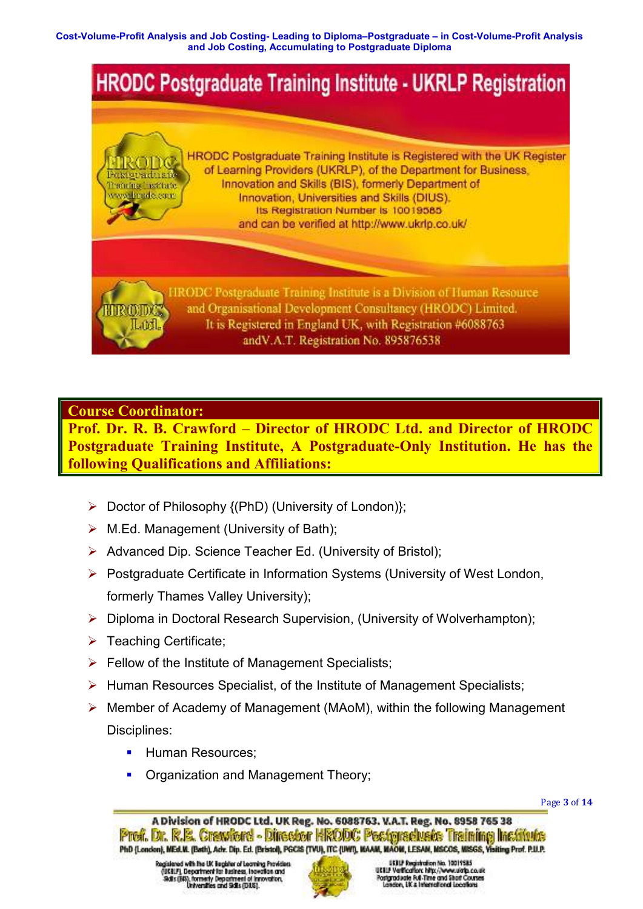# HRODC Postgraduate Training Institute - UKRLP Registration

HRODC Postgraduate Training Institute is Registered with the UK Register of Learning Providers (UKRLP), of the Department for Business, Innovation and Skills (BIS), formerly Department of Innovation, Universities and Skills (DIUS). Its Registration Number is 10019585 and can be verified at http://www.ukrlp.co.uk/

HRODC Postgraduate Training Institute is a Division of Human Resource and Organisational Development Consultancy (HRODC) Limited. It is Registered in England UK, with Registration #6088763 andV.A.T. Registration No. 895876538

**Course Coordinator:**

**Prof. Dr. R. B. Crawford – Director of HRODC Ltd. and Director of HRODC Postgraduate Training Institute, A Postgraduate-Only Institution. He has the following Qualifications and Affiliations:**

- Doctor of Philosophy {(PhD) (University of London)};
- M.Ed. Management (University of Bath);
- Advanced Dip. Science Teacher Ed. (University of Bristol);
- Postgraduate Certificate in Information Systems (University of West London, formerly Thames Valley University);
- Diploma in Doctoral Research Supervision, (University of Wolverhampton);
- Teaching Certificate;
- Fellow of the Institute of Management Specialists;
- Human Resources Specialist, of the Institute of Management Specialists;
- Member of Academy of Management (MAoM), within the following Management Disciplines:
  - Human Resources;
  - Organization and Management Theory;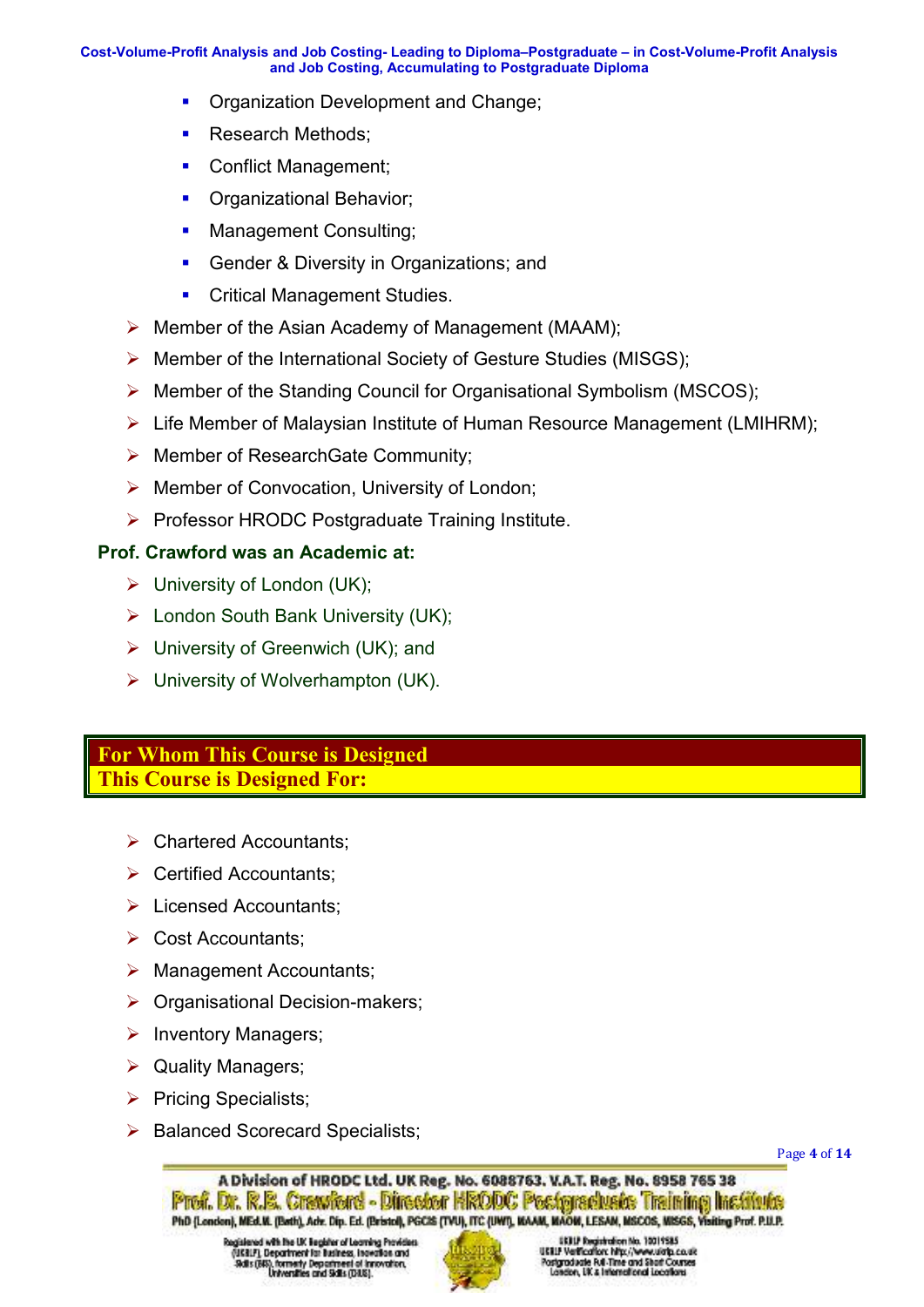- Organization Development and Change;
- Research Methods;
- Conflict Management;
- Organizational Behavior;
- Management Consulting;
- Gender & Diversity in Organizations; and
- Critical Management Studies.

- Member of the Asian Academy of Management (MAAM);
- Member of the International Society of Gesture Studies (MISGS);
- Member of the Standing Council for Organisational Symbolism (MSCOS);
- Life Member of Malaysian Institute of Human Resource Management (LMIHRM);
- Member of ResearchGate Community;
- Member of Convocation, University of London;
- Professor HRODC Postgraduate Training Institute.

**Prof. Crawford was an Academic at:**

- University of London (UK);
- London South Bank University (UK);
- University of Greenwich (UK); and
- University of Wolverhampton (UK).

## For Whom This Course is Designed

### This Course is Designed For:

- Chartered Accountants;
- Certified Accountants;
- Licensed Accountants;
- Cost Accountants;
- Management Accountants;
- Organisational Decision-makers;
- Inventory Managers;
- Quality Managers;
- Pricing Specialists;
- Balanced Scorecard Specialists;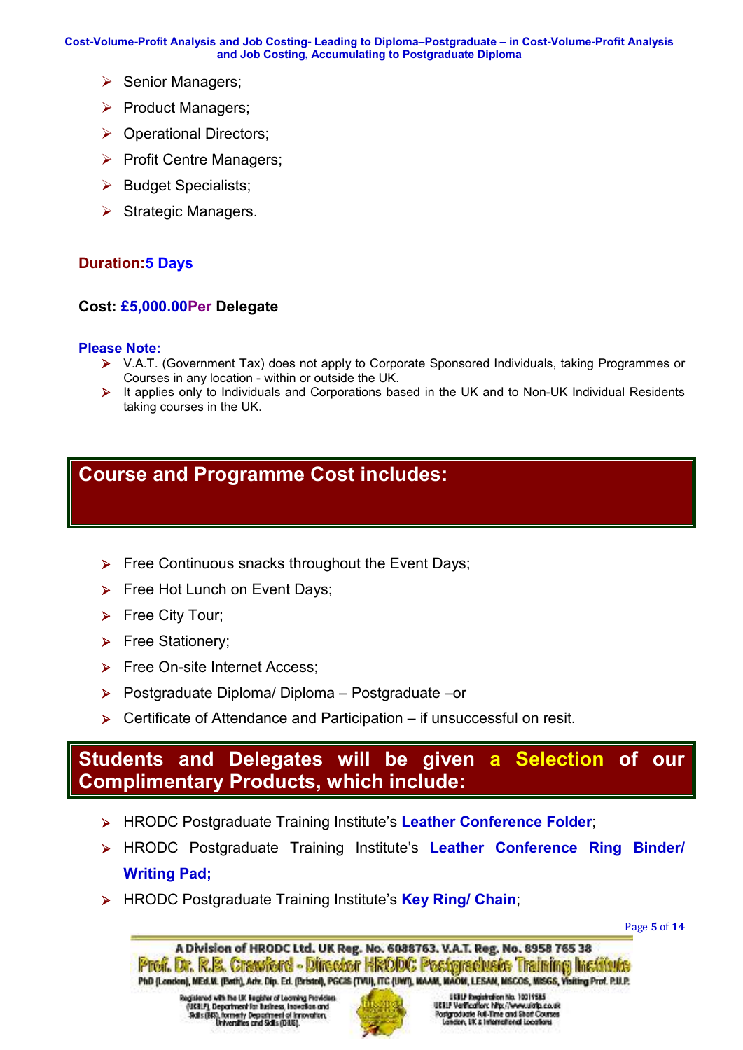- Senior Managers;
- Product Managers;
- Operational Directors;
- Profit Centre Managers;
- Budget Specialists;
- Strategic Managers.

**Duration: 5 Days**

**Cost: £5,000.00 Per Delegate**

**Please Note:**

- V.A.T. (Government Tax) does not apply to Corporate Sponsored Individuals, taking Programmes or Courses in any location - within or outside the UK.
- It applies only to Individuals and Corporations based in the UK and to Non-UK Individual Residents taking courses in the UK.

## Course and Programme Cost includes:

- Free Continuous snacks throughout the Event Days;
- Free Hot Lunch on Event Days;
- Free City Tour;
- Free Stationery;
- Free On-site Internet Access;
- Postgraduate Diploma/ Diploma – Postgraduate –or
- Certificate of Attendance and Participation – if unsuccessful on resit.

## Students and Delegates will be given a Selection of our Complimentary Products, which include:

- HRODC Postgraduate Training Institute's **Leather Conference Folder**;
- HRODC Postgraduate Training Institute's **Leather Conference Ring Binder/ Writing Pad;**
- HRODC Postgraduate Training Institute's **Key Ring/ Chain**;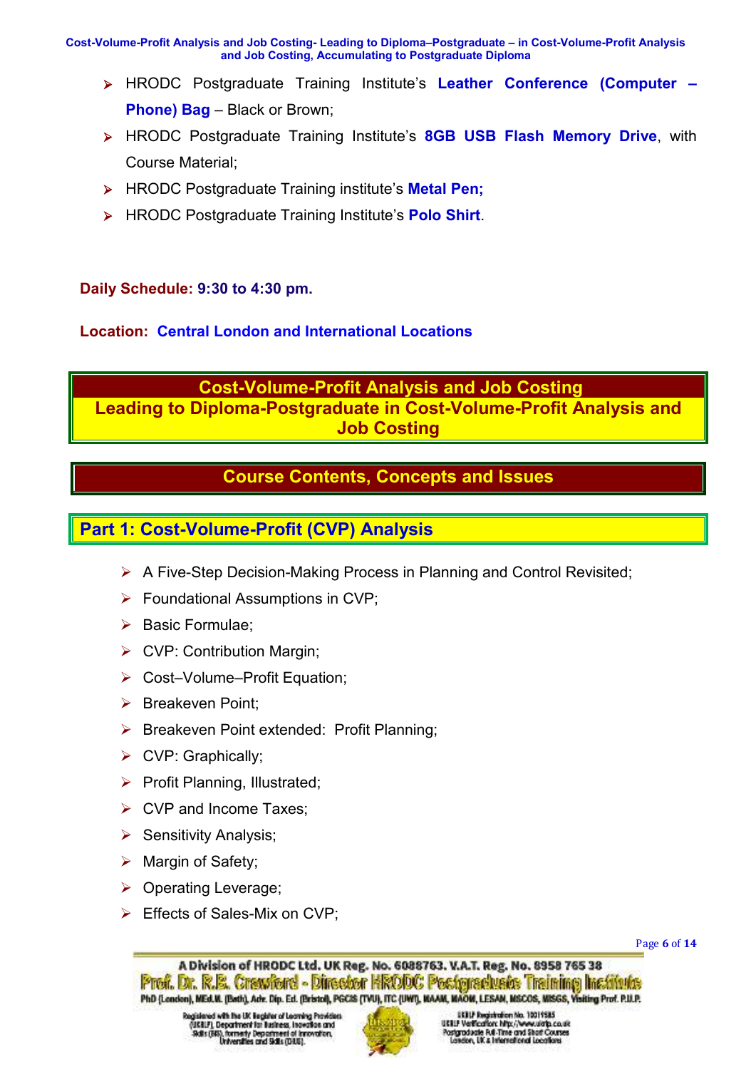- HRODC Postgraduate Training Institute's **Leather Conference (Computer – Phone) Bag** – Black or Brown;
- HRODC Postgraduate Training Institute's **8GB USB Flash Memory Drive**, with Course Material;
- HRODC Postgraduate Training institute's **Metal Pen;**
- HRODC Postgraduate Training Institute's **Polo Shirt**.

**Daily Schedule: 9:30 to 4:30 pm.**

**Location: Central London and International Locations**

## Cost-Volume-Profit Analysis and Job Costing
## Leading to Diploma-Postgraduate in Cost-Volume-Profit Analysis and Job Costing

## Course Contents, Concepts and Issues

### Part 1: Cost-Volume-Profit (CVP) Analysis

- A Five-Step Decision-Making Process in Planning and Control Revisited;
- Foundational Assumptions in CVP;
- Basic Formulae;
- CVP: Contribution Margin;
- Cost–Volume–Profit Equation;
- Breakeven Point;
- Breakeven Point extended: Profit Planning;
- CVP: Graphically;
- Profit Planning, Illustrated;
- CVP and Income Taxes;
- Sensitivity Analysis;
- Margin of Safety;
- Operating Leverage;
- Effects of Sales-Mix on CVP;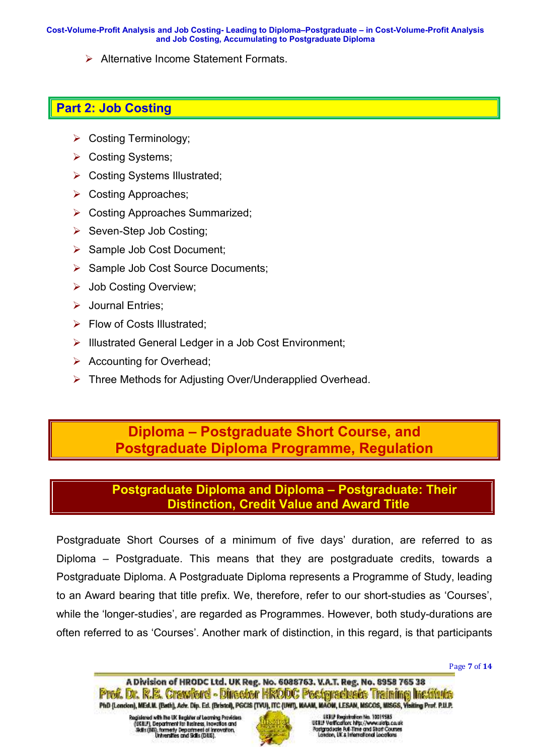- Alternative Income Statement Formats.

## Part 2: Job Costing

- Costing Terminology;
- Costing Systems;
- Costing Systems Illustrated;
- Costing Approaches;
- Costing Approaches Summarized;
- Seven-Step Job Costing;
- Sample Job Cost Document;
- Sample Job Cost Source Documents;
- Job Costing Overview;
- Journal Entries;
- Flow of Costs Illustrated;
- Illustrated General Ledger in a Job Cost Environment;
- Accounting for Overhead;
- Three Methods for Adjusting Over/Underapplied Overhead.

# Diploma – Postgraduate Short Course, and Postgraduate Diploma Programme, Regulation

## Postgraduate Diploma and Diploma – Postgraduate: Their Distinction, Credit Value and Award Title

Postgraduate Short Courses of a minimum of five days' duration, are referred to as Diploma – Postgraduate. This means that they are postgraduate credits, towards a Postgraduate Diploma. A Postgraduate Diploma represents a Programme of Study, leading to an Award bearing that title prefix. We, therefore, refer to our short-studies as 'Courses', while the 'longer-studies', are regarded as Programmes. However, both study-durations are often referred to as 'Courses'. Another mark of distinction, in this regard, is that participants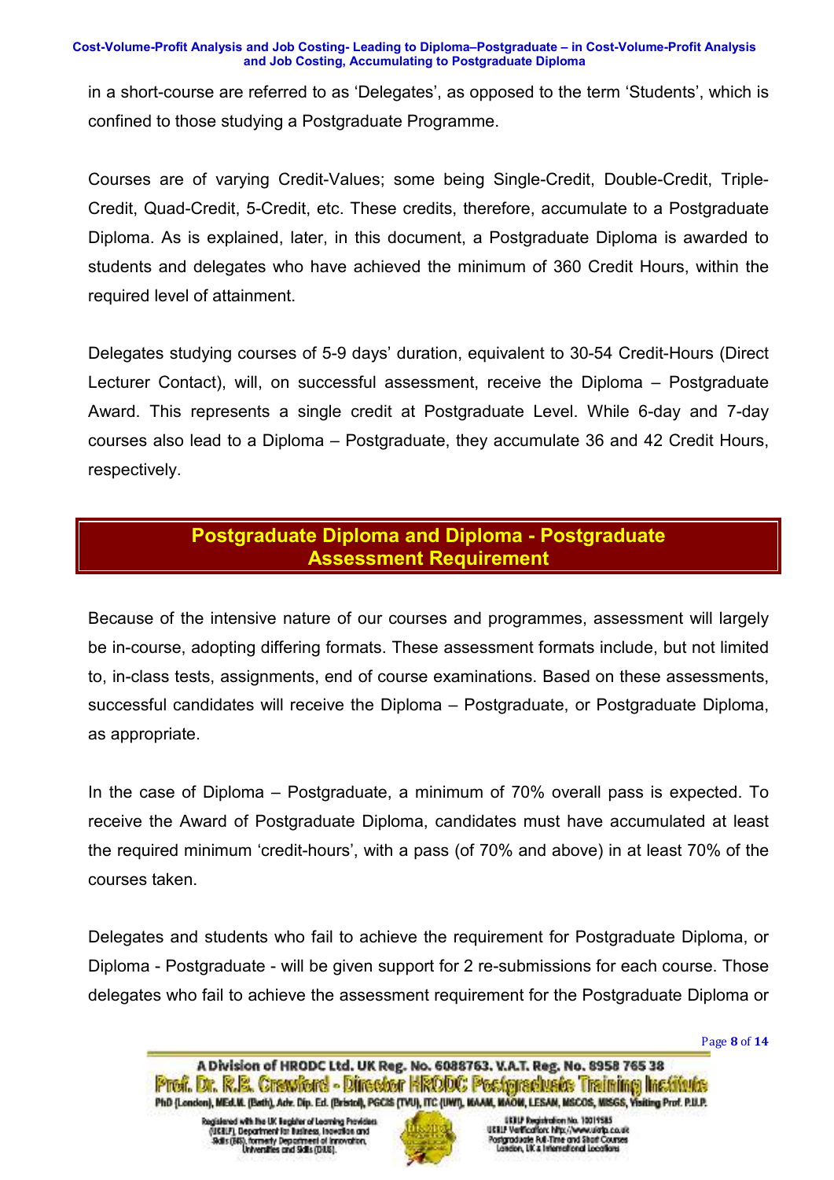in a short-course are referred to as 'Delegates', as opposed to the term 'Students', which is confined to those studying a Postgraduate Programme.

Courses are of varying Credit-Values; some being Single-Credit, Double-Credit, Triple-Credit, Quad-Credit, 5-Credit, etc. These credits, therefore, accumulate to a Postgraduate Diploma. As is explained, later, in this document, a Postgraduate Diploma is awarded to students and delegates who have achieved the minimum of 360 Credit Hours, within the required level of attainment.

Delegates studying courses of 5-9 days' duration, equivalent to 30-54 Credit-Hours (Direct Lecturer Contact), will, on successful assessment, receive the Diploma – Postgraduate Award. This represents a single credit at Postgraduate Level. While 6-day and 7-day courses also lead to a Diploma – Postgraduate, they accumulate 36 and 42 Credit Hours, respectively.

## Postgraduate Diploma and Diploma - Postgraduate Assessment Requirement

Because of the intensive nature of our courses and programmes, assessment will largely be in-course, adopting differing formats. These assessment formats include, but not limited to, in-class tests, assignments, end of course examinations. Based on these assessments, successful candidates will receive the Diploma – Postgraduate, or Postgraduate Diploma, as appropriate.

In the case of Diploma – Postgraduate, a minimum of 70% overall pass is expected. To receive the Award of Postgraduate Diploma, candidates must have accumulated at least the required minimum 'credit-hours', with a pass (of 70% and above) in at least 70% of the courses taken.

Delegates and students who fail to achieve the requirement for Postgraduate Diploma, or Diploma - Postgraduate - will be given support for 2 re-submissions for each course. Those delegates who fail to achieve the assessment requirement for the Postgraduate Diploma or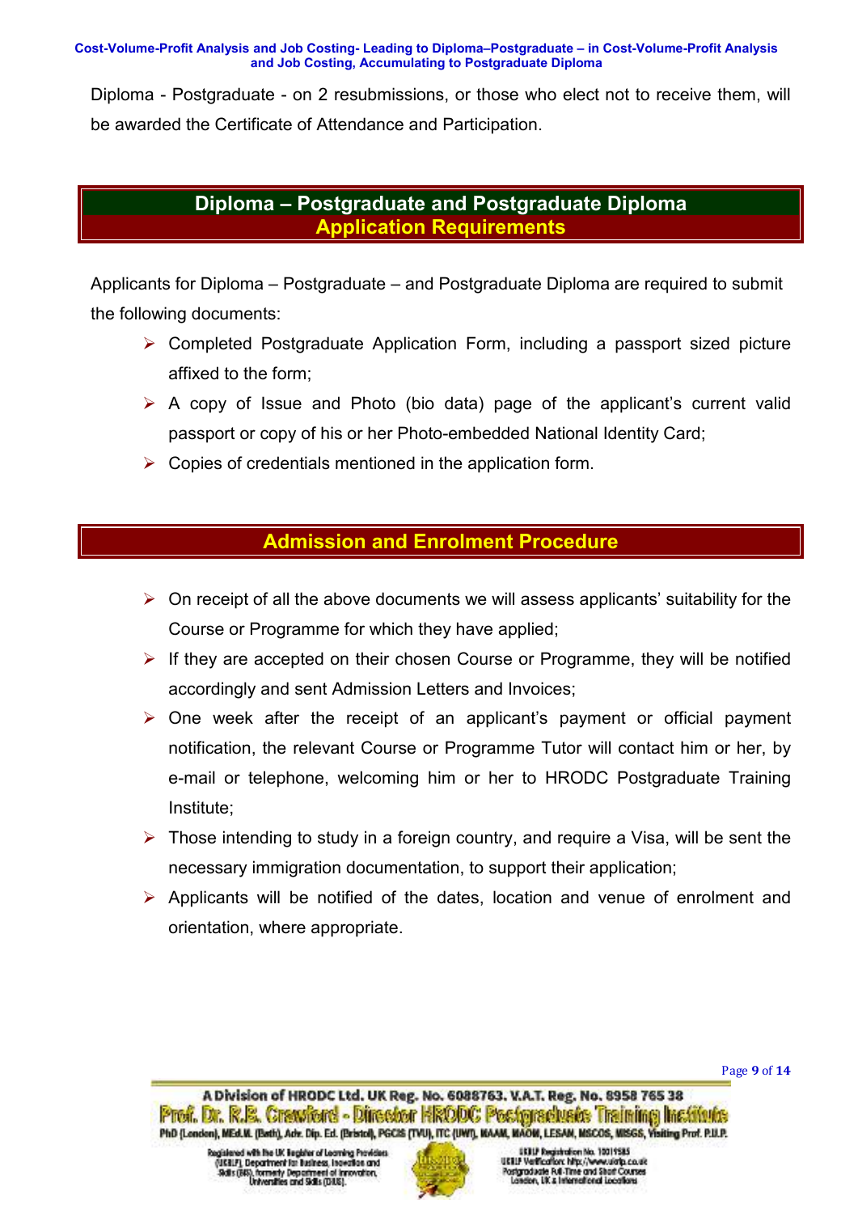Diploma - Postgraduate - on 2 resubmissions, or those who elect not to receive them, will be awarded the Certificate of Attendance and Participation.

## Diploma – Postgraduate and Postgraduate Diploma Application Requirements

Applicants for Diploma – Postgraduate – and Postgraduate Diploma are required to submit the following documents:

- Completed Postgraduate Application Form, including a passport sized picture affixed to the form;
- A copy of Issue and Photo (bio data) page of the applicant's current valid passport or copy of his or her Photo-embedded National Identity Card;
- Copies of credentials mentioned in the application form.

## Admission and Enrolment Procedure

- On receipt of all the above documents we will assess applicants' suitability for the Course or Programme for which they have applied;
- If they are accepted on their chosen Course or Programme, they will be notified accordingly and sent Admission Letters and Invoices;
- One week after the receipt of an applicant's payment or official payment notification, the relevant Course or Programme Tutor will contact him or her, by e-mail or telephone, welcoming him or her to HRODC Postgraduate Training Institute;
- Those intending to study in a foreign country, and require a Visa, will be sent the necessary immigration documentation, to support their application;
- Applicants will be notified of the dates, location and venue of enrolment and orientation, where appropriate.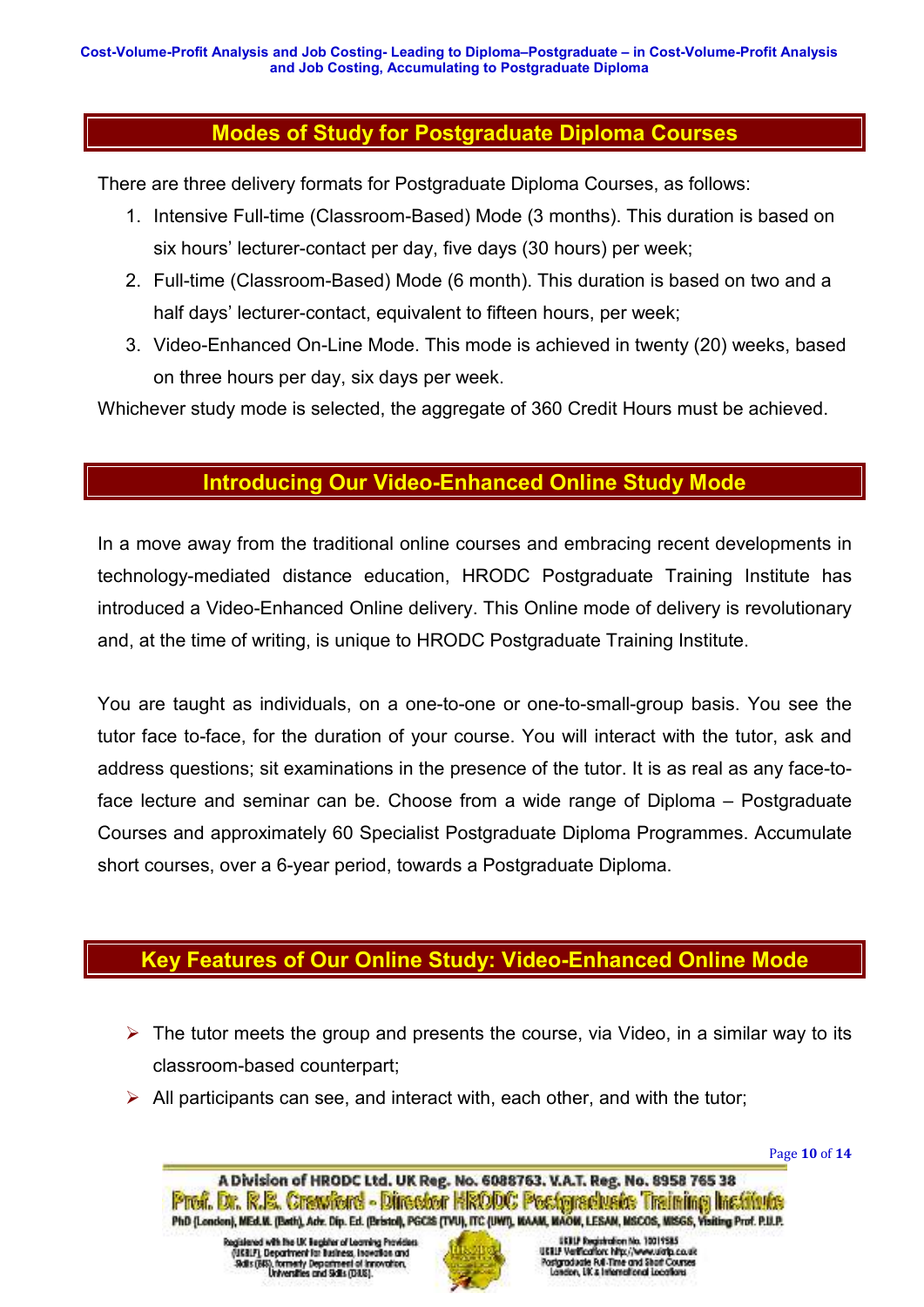## Modes of Study for Postgraduate Diploma Courses

There are three delivery formats for Postgraduate Diploma Courses, as follows:

1. Intensive Full-time (Classroom-Based) Mode (3 months). This duration is based on six hours' lecturer-contact per day, five days (30 hours) per week;
2. Full-time (Classroom-Based) Mode (6 month). This duration is based on two and a half days' lecturer-contact, equivalent to fifteen hours, per week;
3. Video-Enhanced On-Line Mode. This mode is achieved in twenty (20) weeks, based on three hours per day, six days per week.

Whichever study mode is selected, the aggregate of 360 Credit Hours must be achieved.

## Introducing Our Video-Enhanced Online Study Mode

In a move away from the traditional online courses and embracing recent developments in technology-mediated distance education, HRODC Postgraduate Training Institute has introduced a Video-Enhanced Online delivery. This Online mode of delivery is revolutionary and, at the time of writing, is unique to HRODC Postgraduate Training Institute.

You are taught as individuals, on a one-to-one or one-to-small-group basis. You see the tutor face to-face, for the duration of your course. You will interact with the tutor, ask and address questions; sit examinations in the presence of the tutor. It is as real as any face-to-face lecture and seminar can be. Choose from a wide range of Diploma – Postgraduate Courses and approximately 60 Specialist Postgraduate Diploma Programmes. Accumulate short courses, over a 6-year period, towards a Postgraduate Diploma.

## Key Features of Our Online Study: Video-Enhanced Online Mode

- The tutor meets the group and presents the course, via Video, in a similar way to its classroom-based counterpart;
- All participants can see, and interact with, each other, and with the tutor;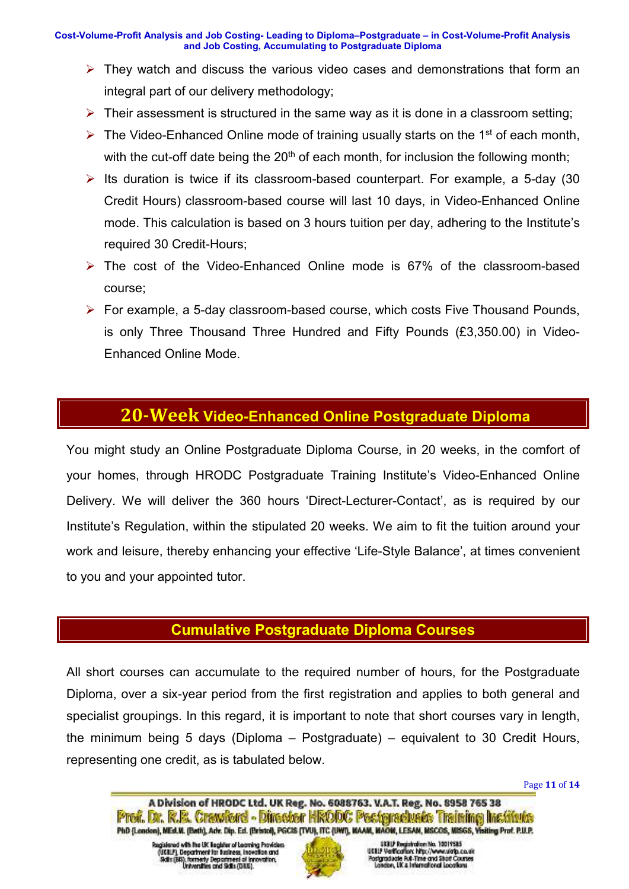- They watch and discuss the various video cases and demonstrations that form an integral part of our delivery methodology;
- Their assessment is structured in the same way as it is done in a classroom setting;
- The Video-Enhanced Online mode of training usually starts on the 1st of each month, with the cut-off date being the 20th of each month, for inclusion the following month;
- Its duration is twice if its classroom-based counterpart. For example, a 5-day (30 Credit Hours) classroom-based course will last 10 days, in Video-Enhanced Online mode. This calculation is based on 3 hours tuition per day, adhering to the Institute's required 30 Credit-Hours;
- The cost of the Video-Enhanced Online mode is 67% of the classroom-based course;
- For example, a 5-day classroom-based course, which costs Five Thousand Pounds, is only Three Thousand Three Hundred and Fifty Pounds (£3,350.00) in Video-Enhanced Online Mode.

## 20-Week Video-Enhanced Online Postgraduate Diploma

You might study an Online Postgraduate Diploma Course, in 20 weeks, in the comfort of your homes, through HRODC Postgraduate Training Institute's Video-Enhanced Online Delivery. We will deliver the 360 hours 'Direct-Lecturer-Contact', as is required by our Institute's Regulation, within the stipulated 20 weeks. We aim to fit the tuition around your work and leisure, thereby enhancing your effective 'Life-Style Balance', at times convenient to you and your appointed tutor.

## Cumulative Postgraduate Diploma Courses

All short courses can accumulate to the required number of hours, for the Postgraduate Diploma, over a six-year period from the first registration and applies to both general and specialist groupings. In this regard, it is important to note that short courses vary in length, the minimum being 5 days (Diploma – Postgraduate) – equivalent to 30 Credit Hours, representing one credit, as is tabulated below.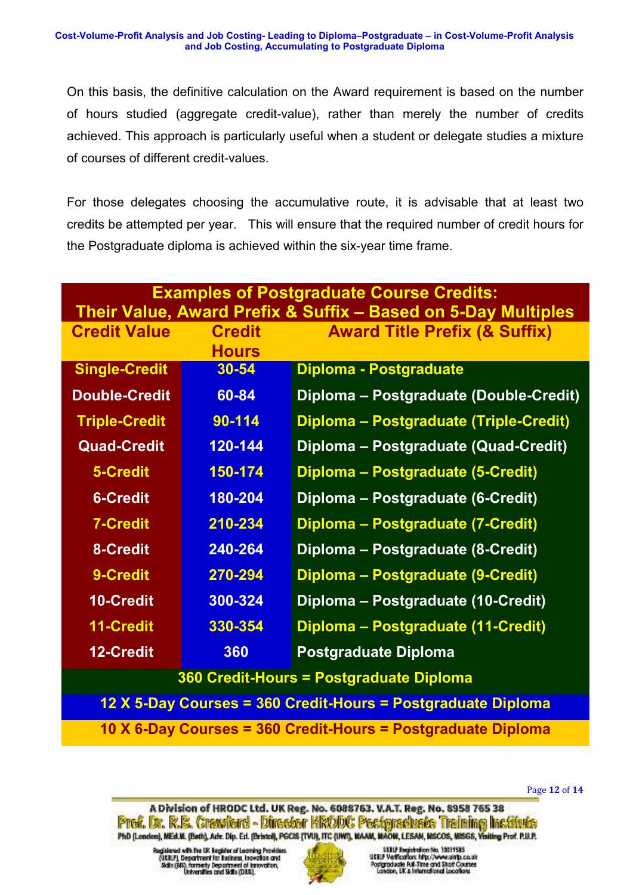On this basis, the definitive calculation on the Award requirement is based on the number of hours studied (aggregate credit-value), rather than merely the number of credits achieved. This approach is particularly useful when a student or delegate studies a mixture of courses of different credit-values.

For those delegates choosing the accumulative route, it is advisable that at least two credits be attempted per year. This will ensure that the required number of credit hours for the Postgraduate diploma is achieved within the six-year time frame.

**Examples of Postgraduate Course Credits: Their Value, Award Prefix & Suffix – Based on 5-Day Multiples**

| Credit Value | Credit Hours | Award Title Prefix (& Suffix) |
|---|---|---|
| Single-Credit | 30-54 | Diploma - Postgraduate |
| Double-Credit | 60-84 | Diploma – Postgraduate (Double-Credit) |
| Triple-Credit | 90-114 | Diploma – Postgraduate (Triple-Credit) |
| Quad-Credit | 120-144 | Diploma – Postgraduate (Quad-Credit) |
| 5-Credit | 150-174 | Diploma – Postgraduate (5-Credit) |
| 6-Credit | 180-204 | Diploma – Postgraduate (6-Credit) |
| 7-Credit | 210-234 | Diploma – Postgraduate (7-Credit) |
| 8-Credit | 240-264 | Diploma – Postgraduate (8-Credit) |
| 9-Credit | 270-294 | Diploma – Postgraduate (9-Credit) |
| 10-Credit | 300-324 | Diploma – Postgraduate (10-Credit) |
| 11-Credit | 330-354 | Diploma – Postgraduate (11-Credit) |
| 12-Credit | 360 | Postgraduate Diploma |
| 360 Credit-Hours = Postgraduate Diploma | | |
| 12 X 5-Day Courses = 360 Credit-Hours = Postgraduate Diploma | | |
| 10 X 6-Day Courses = 360 Credit-Hours = Postgraduate Diploma | | |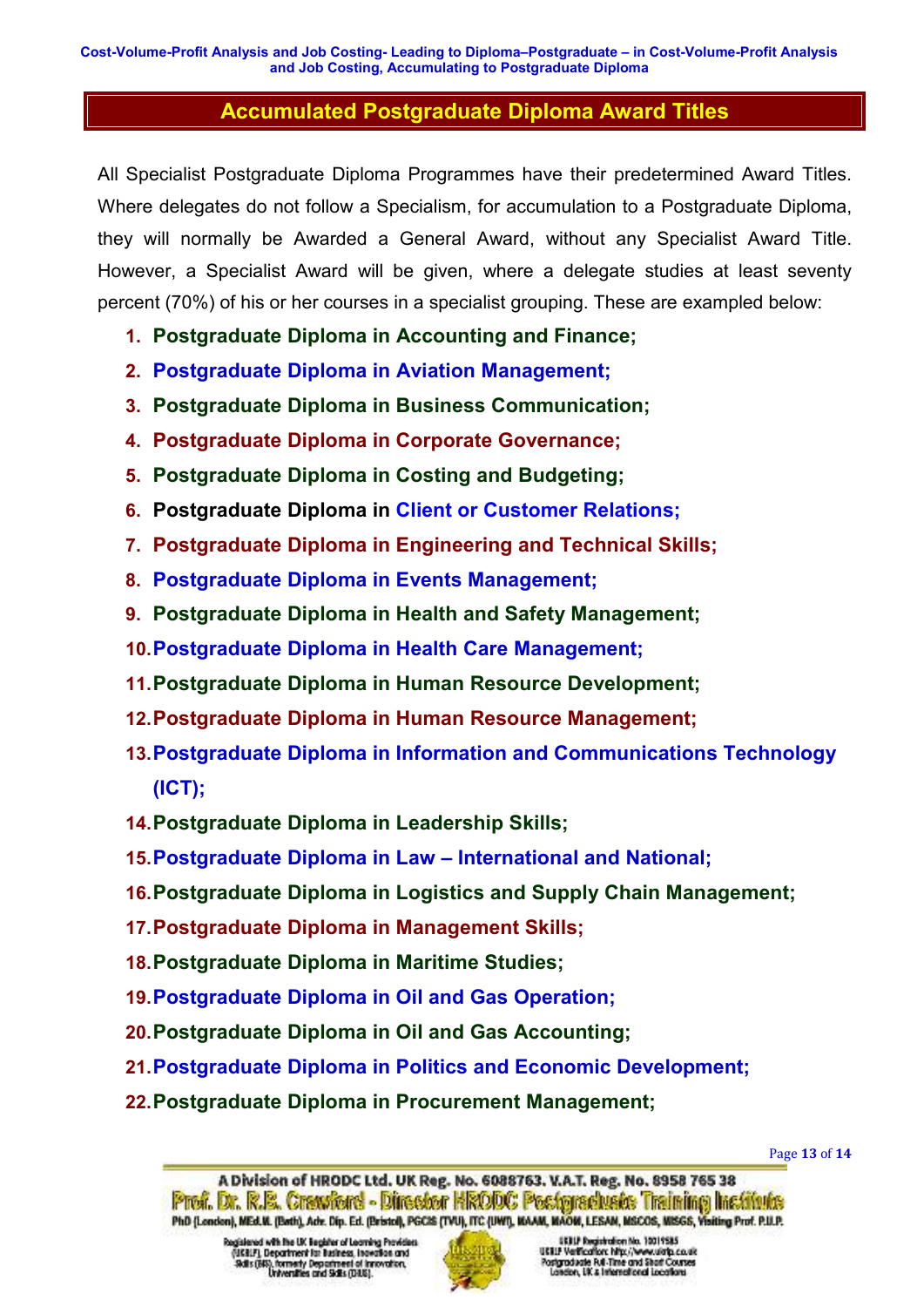## Accumulated Postgraduate Diploma Award Titles

All Specialist Postgraduate Diploma Programmes have their predetermined Award Titles. Where delegates do not follow a Specialism, for accumulation to a Postgraduate Diploma, they will normally be Awarded a General Award, without any Specialist Award Title. However, a Specialist Award will be given, where a delegate studies at least seventy percent (70%) of his or her courses in a specialist grouping. These are exampled below:

1. **Postgraduate Diploma in Accounting and Finance;**
2. **Postgraduate Diploma in Aviation Management;**
3. **Postgraduate Diploma in Business Communication;**
4. **Postgraduate Diploma in Corporate Governance;**
5. **Postgraduate Diploma in Costing and Budgeting;**
6. **Postgraduate Diploma in Client or Customer Relations;**
7. **Postgraduate Diploma in Engineering and Technical Skills;**
8. **Postgraduate Diploma in Events Management;**
9. **Postgraduate Diploma in Health and Safety Management;**
10. **Postgraduate Diploma in Health Care Management;**
11. **Postgraduate Diploma in Human Resource Development;**
12. **Postgraduate Diploma in Human Resource Management;**
13. **Postgraduate Diploma in Information and Communications Technology (ICT);**
14. **Postgraduate Diploma in Leadership Skills;**
15. **Postgraduate Diploma in Law – International and National;**
16. **Postgraduate Diploma in Logistics and Supply Chain Management;**
17. **Postgraduate Diploma in Management Skills;**
18. **Postgraduate Diploma in Maritime Studies;**
19. **Postgraduate Diploma in Oil and Gas Operation;**
20. **Postgraduate Diploma in Oil and Gas Accounting;**
21. **Postgraduate Diploma in Politics and Economic Development;**
22. **Postgraduate Diploma in Procurement Management;**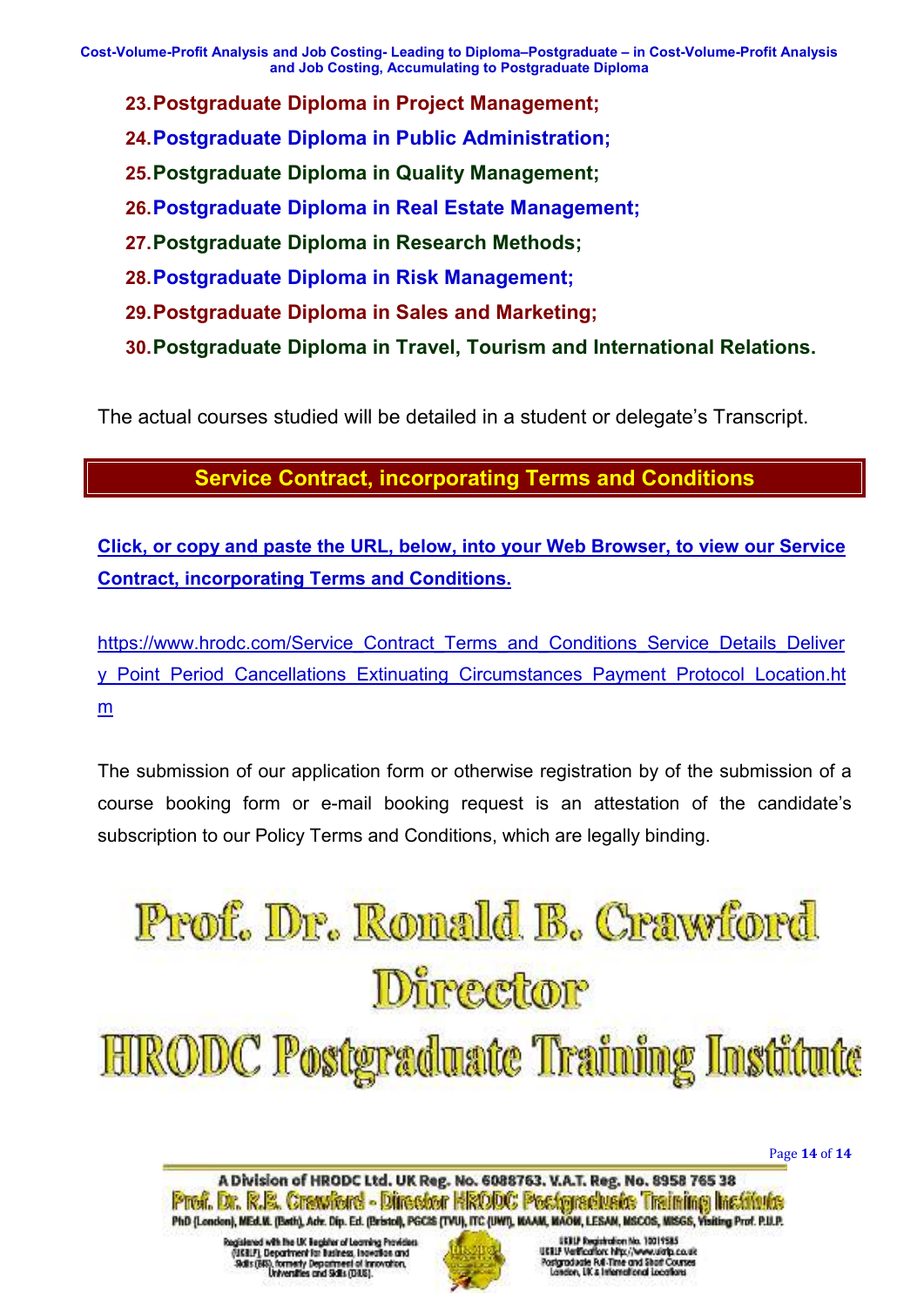23. **Postgraduate Diploma in Project Management;**
24. **Postgraduate Diploma in Public Administration;**
25. **Postgraduate Diploma in Quality Management;**
26. **Postgraduate Diploma in Real Estate Management;**
27. **Postgraduate Diploma in Research Methods;**
28. **Postgraduate Diploma in Risk Management;**
29. **Postgraduate Diploma in Sales and Marketing;**
30. **Postgraduate Diploma in Travel, Tourism and International Relations.**

The actual courses studied will be detailed in a student or delegate's Transcript.

## Service Contract, incorporating Terms and Conditions

**Click, or copy and paste the URL, below, into your Web Browser, to view our Service Contract, incorporating Terms and Conditions.**

https://www.hrodc.com/Service_Contract_Terms_and_Conditions_Service_Details_Delivery_Point_Period_Cancellations_Extinuating_Circumstances_Payment_Protocol_Location.htm

The submission of our application form or otherwise registration by of the submission of a course booking form or e-mail booking request is an attestation of the candidate's subscription to our Policy Terms and Conditions, which are legally binding.

**Prof. Dr. Ronald B. Crawford**
**Director**
**HRODC Postgraduate Training Institute**